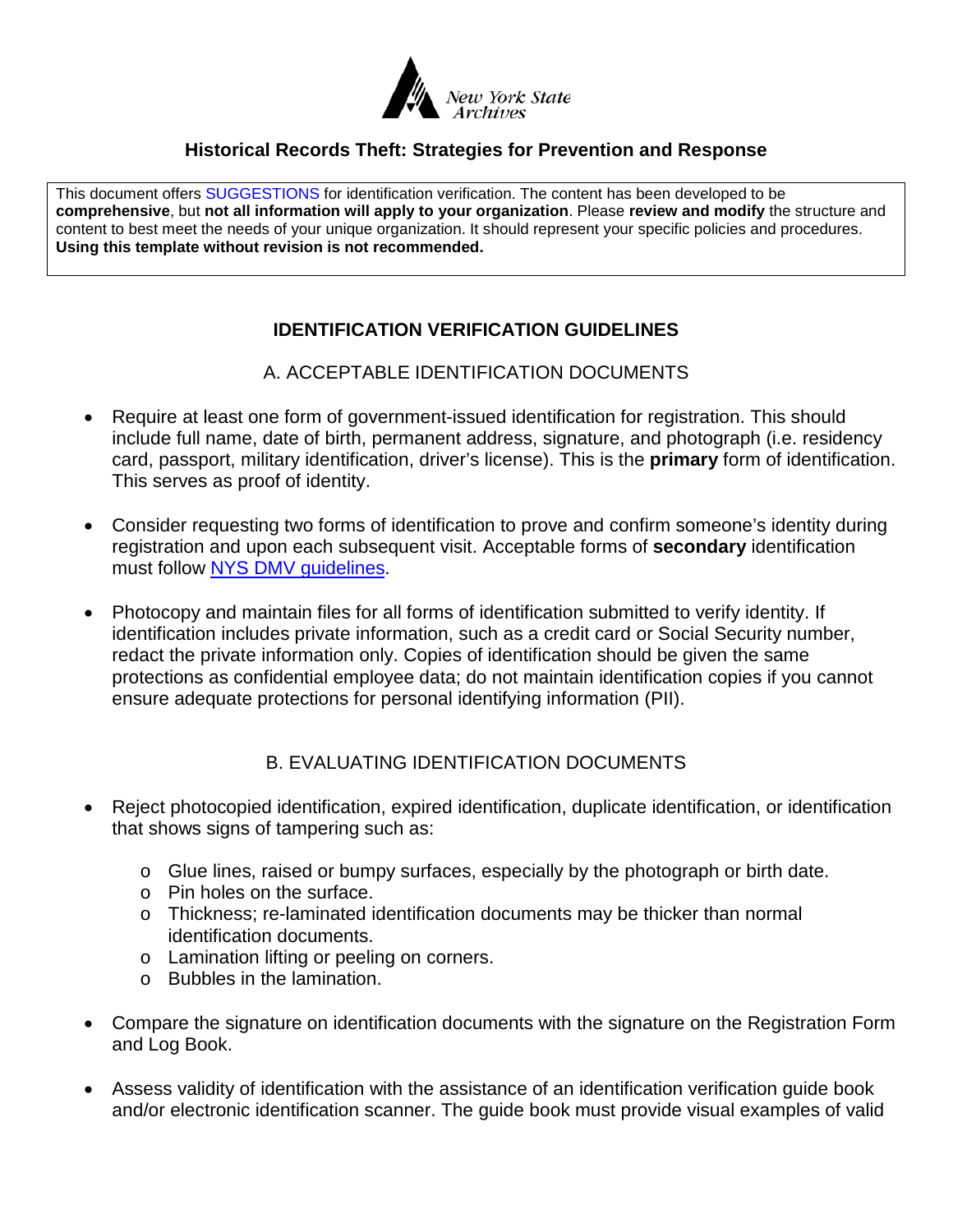New York State Archives

# Historical Records Theft: Strategies for Prevention and Response

This document offers SUGGESTIONS for identification verification. The content has been developed to be **comprehensive**, but **not all information will apply to your organization**. Please **review and modify** the structure and content to best meet the needs of your unique organization. It should represent your specific policies and procedures. **Using this template without revision is not recommended.**

## IDENTIFICATION VERIFICATION GUIDELINES

### A. ACCEPTABLE IDENTIFICATION DOCUMENTS

- Require at least one form of government-issued identification for registration. This should include full name, date of birth, permanent address, signature, and photograph (i.e. residency card, passport, military identification, driver's license). This is the **primary** form of identification. This serves as proof of identity.

- Consider requesting two forms of identification to prove and confirm someone's identity during registration and upon each subsequent visit. Acceptable forms of **secondary** identification must follow [NYS DMV guidelines](NYS DMV guidelines).

- Photocopy and maintain files for all forms of identification submitted to verify identity. If identification includes private information, such as a credit card or Social Security number, redact the private information only. Copies of identification should be given the same protections as confidential employee data; do not maintain identification copies if you cannot ensure adequate protections for personal identifying information (PII).

### B. EVALUATING IDENTIFICATION DOCUMENTS

- Reject photocopied identification, expired identification, duplicate identification, or identification that shows signs of tampering such as:
  - Glue lines, raised or bumpy surfaces, especially by the photograph or birth date.
  - Pin holes on the surface.
  - Thickness; re-laminated identification documents may be thicker than normal identification documents.
  - Lamination lifting or peeling on corners.
  - Bubbles in the lamination.

- Compare the signature on identification documents with the signature on the Registration Form and Log Book.

- Assess validity of identification with the assistance of an identification verification guide book and/or electronic identification scanner. The guide book must provide visual examples of valid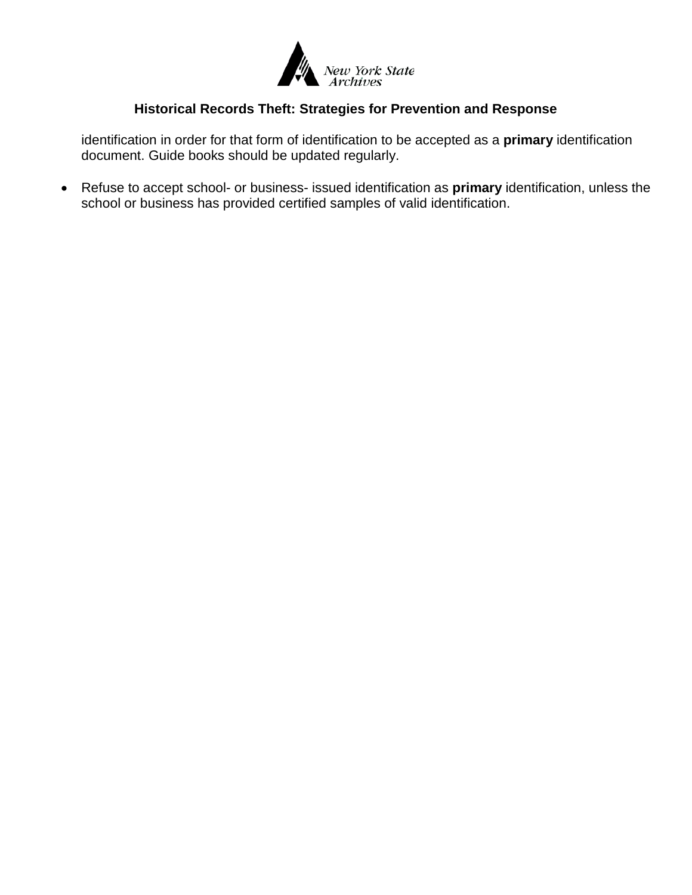identification in order for that form of identification to be accepted as a **primary** identification document. Guide books should be updated regularly.

- Refuse to accept school- or business- issued identification as **primary** identification, unless the school or business has provided certified samples of valid identification.